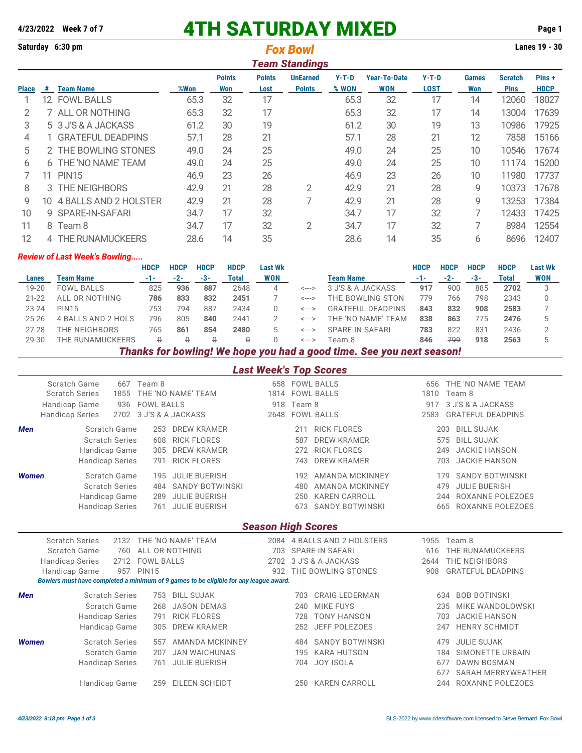4/23/2022 Week 7 of 7

# 4TH SATURDAY MIXED

Saturday 6:30 pm

## Fox Bowl

Lanes 19 - 30

### Team Standings

| Place | # | Team Name | %Won | Points Won | Points Lost | UnEarned Points | Y-T-D % WON | Year-To-Date WON | Y-T-D LOST | Games Won | Scratch Pins | Pins + HDCP |
|---|---|---|---|---|---|---|---|---|---|---|---|---|
| 1 | 12 | FOWL BALLS | 65.3 | 32 | 17 | | 65.3 | 32 | 17 | 14 | 12060 | 18027 |
| 2 | 7 | ALL OR NOTHING | 65.3 | 32 | 17 | | 65.3 | 32 | 17 | 14 | 13004 | 17639 |
| 3 | 5 | 3 J'S & A JACKASS | 61.2 | 30 | 19 | | 61.2 | 30 | 19 | 13 | 10986 | 17925 |
| 4 | 1 | GRATEFUL DEADPINS | 57.1 | 28 | 21 | | 57.1 | 28 | 21 | 12 | 7858 | 15166 |
| 5 | 2 | THE BOWLING STONES | 49.0 | 24 | 25 | | 49.0 | 24 | 25 | 10 | 10546 | 17674 |
| 6 | 6 | THE 'NO NAME' TEAM | 49.0 | 24 | 25 | | 49.0 | 24 | 25 | 10 | 11174 | 15200 |
| 7 | 11 | PIN15 | 46.9 | 23 | 26 | | 46.9 | 23 | 26 | 10 | 11980 | 17737 |
| 8 | 3 | THE NEIGHBORS | 42.9 | 21 | 28 | 2 | 42.9 | 21 | 28 | 9 | 10373 | 17678 |
| 9 | 10 | 4 BALLS AND 2 HOLSTER | 42.9 | 21 | 28 | 7 | 42.9 | 21 | 28 | 9 | 13253 | 17384 |
| 10 | 9 | SPARE-IN-SAFARI | 34.7 | 17 | 32 | | 34.7 | 17 | 32 | 7 | 12433 | 17425 |
| 11 | 8 | Team 8 | 34.7 | 17 | 32 | 2 | 34.7 | 17 | 32 | 7 | 8984 | 12554 |
| 12 | 4 | THE RUNAMUCKEERS | 28.6 | 14 | 35 | | 28.6 | 14 | 35 | 6 | 8696 | 12407 |

***Review of Last Week's Bowling.....***

| Lanes | Team Name | HDCP -1- | HDCP -2- | HDCP -3- | HDCP Total | Last Wk WON | | Team Name | HDCP -1- | HDCP -2- | HDCP -3- | HDCP Total | Last Wk WON |
|---|---|---|---|---|---|---|---|---|---|---|---|---|---|
| 19-20 | FOWL BALLS | 825 | **936** | **887** | 2648 | 4 | <---> | 3 J'S & A JACKASS | **917** | 900 | 885 | **2702** | 3 |
| 21-22 | ALL OR NOTHING | **786** | **833** | **832** | **2451** | 7 | <---> | THE BOWLING STON | 779 | 766 | 798 | 2343 | 0 |
| 23-24 | PIN15 | 753 | 794 | 887 | 2434 | 0 | <---> | GRATEFUL DEADPINS | **843** | **832** | **908** | **2583** | 7 |
| 25-26 | 4 BALLS AND 2 HOLS | 796 | 805 | **840** | 2441 | 2 | <---> | THE 'NO NAME' TEAM | **838** | **863** | 775 | **2476** | 5 |
| 27-28 | THE NEIGHBORS | 765 | **861** | **854** | **2480** | 5 | <---> | SPARE-IN-SAFARI | **783** | 822 | 831 | 2436 | 2 |
| 29-30 | THE RUNAMUCKEERS | ~~0~~ | ~~0~~ | ~~0~~ | ~~0~~ | 0 | <---> | Team 8 | **846** | ~~799~~ | **918** | **2563** | 5 |

***Thanks for bowling! We hope you had a good time. See you next season!***

### Last Week's Top Scores

| | | | | | | |
|---|---|---|---|---|---|---|
| Scratch Game | 667 | Team 8 | 658 | FOWL BALLS | 656 | THE 'NO NAME' TEAM |
| Scratch Series | 1855 | THE 'NO NAME' TEAM | 1814 | FOWL BALLS | 1810 | Team 8 |
| Handicap Game | 936 | FOWL BALLS | 918 | Team 8 | 917 | 3 J'S & A JACKASS |
| Handicap Series | 2702 | 3 J'S & A JACKASS | 2648 | FOWL BALLS | 2583 | GRATEFUL DEADPINS |

| | | | | | | | |
|---|---|---|---|---|---|---|---|
| ***Men*** | Scratch Game | 253 | DREW KRAMER | 211 | RICK FLORES | 203 | BILL SUJAK |
| | Scratch Series | 608 | RICK FLORES | 587 | DREW KRAMER | 575 | BILL SUJAK |
| | Handicap Game | 305 | DREW KRAMER | 272 | RICK FLORES | 249 | JACKIE HANSON |
| | Handicap Series | 791 | RICK FLORES | 743 | DREW KRAMER | 703 | JACKIE HANSON |
| ***Women*** | Scratch Game | 195 | JULIE BUERISH | 192 | AMANDA MCKINNEY | 179 | SANDY BOTWINSKI |
| | Scratch Series | 484 | SANDY BOTWINSKI | 480 | AMANDA MCKINNEY | 479 | JULIE BUERISH |
| | Handicap Game | 289 | JULIE BUERISH | 250 | KAREN CARROLL | 244 | ROXANNE POLEZOES |
| | Handicap Series | 761 | JULIE BUERISH | 673 | SANDY BOTWINSKI | 665 | ROXANNE POLEZOES |

### Season High Scores

| | | | | | | |
|---|---|---|---|---|---|---|
| Scratch Series | 2132 | THE 'NO NAME' TEAM | 2084 | 4 BALLS AND 2 HOLSTERS | 1955 | Team 8 |
| Scratch Game | 760 | ALL OR NOTHING | 703 | SPARE-IN-SAFARI | 616 | THE RUNAMUCKEERS |
| Handicap Series | 2712 | FOWL BALLS | 2702 | 3 J'S & A JACKASS | 2644 | THE NEIGHBORS |
| Handicap Game | 957 | PIN15 | 932 | THE BOWLING STONES | 908 | GRATEFUL DEADPINS |

***Bowlers must have completed a minimum of 9 games to be eligible for any league award.***

| | | | | | | | |
|---|---|---|---|---|---|---|---|
| ***Men*** | Scratch Series | 753 | BILL SUJAK | 703 | CRAIG LEDERMAN | 634 | BOB BOTINSKI |
| | Scratch Game | 268 | JASON DEMAS | 240 | MIKE FUYS | 235 | MIKE WANDOLOWSKI |
| | Handicap Series | 791 | RICK FLORES | 728 | TONY HANSON | 703 | JACKIE HANSON |
| | Handicap Game | 305 | DREW KRAMER | 252 | JEFF POLEZOES | 247 | HENRY SCHMIDT |
| ***Women*** | Scratch Series | 557 | AMANDA MCKINNEY | 484 | SANDY BOTWINSKI | 479 | JULIE SUJAK |
| | Scratch Game | 207 | JAN WAICHUNAS | 195 | KARA HUTSON | 184 | SIMONETTE URBAIN |
| | Handicap Series | 761 | JULIE BUERISH | 704 | JOY ISOLA | 677 | DAWN BOSMAN |
| | | | | | | 677 | SARAH MERRYWEATHER |
| | Handicap Game | 259 | EILEEN SCHEIDT | 250 | KAREN CARROLL | 244 | ROXANNE POLEZOES |

*4/23/2022 9:18 pm*

BLS-2022 by www.cdesoftware.com licensed to Steve Bernard Fox Bowl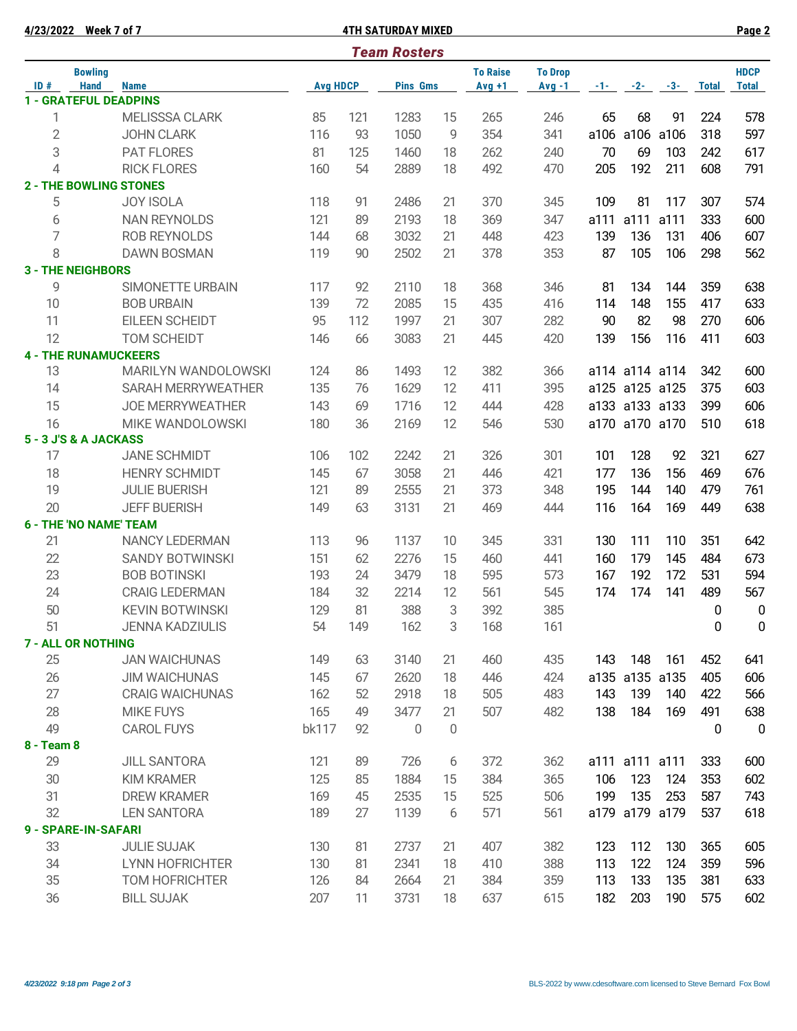## Team Rosters

| ID # | Bowling Hand | Name | Avg | HDCP | Pins | Gms | To Raise Avg +1 | To Drop Avg -1 | -1- | -2- | -3- | Total | HDCP Total |
|---|---|---|---|---|---|---|---|---|---|---|---|---|---|
| **1 - GRATEFUL DEADPINS** | | | | | | | | | | | | | |
| 1 | | MELISSSA CLARK | 85 | 121 | 1283 | 15 | 265 | 246 | 65 | 68 | 91 | 224 | 578 |
| 2 | | JOHN CLARK | 116 | 93 | 1050 | 9 | 354 | 341 | a106 | a106 | a106 | 318 | 597 |
| 3 | | PAT FLORES | 81 | 125 | 1460 | 18 | 262 | 240 | 70 | 69 | 103 | 242 | 617 |
| 4 | | RICK FLORES | 160 | 54 | 2889 | 18 | 492 | 470 | 205 | 192 | 211 | 608 | 791 |
| **2 - THE BOWLING STONES** | | | | | | | | | | | | | |
| 5 | | JOY ISOLA | 118 | 91 | 2486 | 21 | 370 | 345 | 109 | 81 | 117 | 307 | 574 |
| 6 | | NAN REYNOLDS | 121 | 89 | 2193 | 18 | 369 | 347 | a111 | a111 | a111 | 333 | 600 |
| 7 | | ROB REYNOLDS | 144 | 68 | 3032 | 21 | 448 | 423 | 139 | 136 | 131 | 406 | 607 |
| 8 | | DAWN BOSMAN | 119 | 90 | 2502 | 21 | 378 | 353 | 87 | 105 | 106 | 298 | 562 |
| **3 - THE NEIGHBORS** | | | | | | | | | | | | | |
| 9 | | SIMONETTE URBAIN | 117 | 92 | 2110 | 18 | 368 | 346 | 81 | 134 | 144 | 359 | 638 |
| 10 | | BOB URBAIN | 139 | 72 | 2085 | 15 | 435 | 416 | 114 | 148 | 155 | 417 | 633 |
| 11 | | EILEEN SCHEIDT | 95 | 112 | 1997 | 21 | 307 | 282 | 90 | 82 | 98 | 270 | 606 |
| 12 | | TOM SCHEIDT | 146 | 66 | 3083 | 21 | 445 | 420 | 139 | 156 | 116 | 411 | 603 |
| **4 - THE RUNAMUCKEERS** | | | | | | | | | | | | | |
| 13 | | MARILYN WANDOLOWSKI | 124 | 86 | 1493 | 12 | 382 | 366 | a114 | a114 | a114 | 342 | 600 |
| 14 | | SARAH MERRYWEATHER | 135 | 76 | 1629 | 12 | 411 | 395 | a125 | a125 | a125 | 375 | 603 |
| 15 | | JOE MERRYWEATHER | 143 | 69 | 1716 | 12 | 444 | 428 | a133 | a133 | a133 | 399 | 606 |
| 16 | | MIKE WANDOLOWSKI | 180 | 36 | 2169 | 12 | 546 | 530 | a170 | a170 | a170 | 510 | 618 |
| **5 - 3 J'S & A JACKASS** | | | | | | | | | | | | | |
| 17 | | JANE SCHMIDT | 106 | 102 | 2242 | 21 | 326 | 301 | 101 | 128 | 92 | 321 | 627 |
| 18 | | HENRY SCHMIDT | 145 | 67 | 3058 | 21 | 446 | 421 | 177 | 136 | 156 | 469 | 676 |
| 19 | | JULIE BUERISH | 121 | 89 | 2555 | 21 | 373 | 348 | 195 | 144 | 140 | 479 | 761 |
| 20 | | JEFF BUERISH | 149 | 63 | 3131 | 21 | 469 | 444 | 116 | 164 | 169 | 449 | 638 |
| **6 - THE 'NO NAME' TEAM** | | | | | | | | | | | | | |
| 21 | | NANCY LEDERMAN | 113 | 96 | 1137 | 10 | 345 | 331 | 130 | 111 | 110 | 351 | 642 |
| 22 | | SANDY BOTWINSKI | 151 | 62 | 2276 | 15 | 460 | 441 | 160 | 179 | 145 | 484 | 673 |
| 23 | | BOB BOTINSKI | 193 | 24 | 3479 | 18 | 595 | 573 | 167 | 192 | 172 | 531 | 594 |
| 24 | | CRAIG LEDERMAN | 184 | 32 | 2214 | 12 | 561 | 545 | 174 | 174 | 141 | 489 | 567 |
| 50 | | KEVIN BOTWINSKI | 129 | 81 | 388 | 3 | 392 | 385 | | | | 0 | 0 |
| 51 | | JENNA KADZIULIS | 54 | 149 | 162 | 3 | 168 | 161 | | | | 0 | 0 |
| **7 - ALL OR NOTHING** | | | | | | | | | | | | | |
| 25 | | JAN WAICHUNAS | 149 | 63 | 3140 | 21 | 460 | 435 | 143 | 148 | 161 | 452 | 641 |
| 26 | | JIM WAICHUNAS | 145 | 67 | 2620 | 18 | 446 | 424 | a135 | a135 | a135 | 405 | 606 |
| 27 | | CRAIG WAICHUNAS | 162 | 52 | 2918 | 18 | 505 | 483 | 143 | 139 | 140 | 422 | 566 |
| 28 | | MIKE FUYS | 165 | 49 | 3477 | 21 | 507 | 482 | 138 | 184 | 169 | 491 | 638 |
| 49 | | CAROL FUYS | bk117 | 92 | 0 | 0 | | | | | | 0 | 0 |
| **8 - Team 8** | | | | | | | | | | | | | |
| 29 | | JILL SANTORA | 121 | 89 | 726 | 6 | 372 | 362 | a111 | a111 | a111 | 333 | 600 |
| 30 | | KIM KRAMER | 125 | 85 | 1884 | 15 | 384 | 365 | 106 | 123 | 124 | 353 | 602 |
| 31 | | DREW KRAMER | 169 | 45 | 2535 | 15 | 525 | 506 | 199 | 135 | 253 | 587 | 743 |
| 32 | | LEN SANTORA | 189 | 27 | 1139 | 6 | 571 | 561 | a179 | a179 | a179 | 537 | 618 |
| **9 - SPARE-IN-SAFARI** | | | | | | | | | | | | | |
| 33 | | JULIE SUJAK | 130 | 81 | 2737 | 21 | 407 | 382 | 123 | 112 | 130 | 365 | 605 |
| 34 | | LYNN HOFRICHTER | 130 | 81 | 2341 | 18 | 410 | 388 | 113 | 122 | 124 | 359 | 596 |
| 35 | | TOM HOFRICHTER | 126 | 84 | 2664 | 21 | 384 | 359 | 113 | 133 | 135 | 381 | 633 |
| 36 | | BILL SUJAK | 207 | 11 | 3731 | 18 | 637 | 615 | 182 | 203 | 190 | 575 | 602 |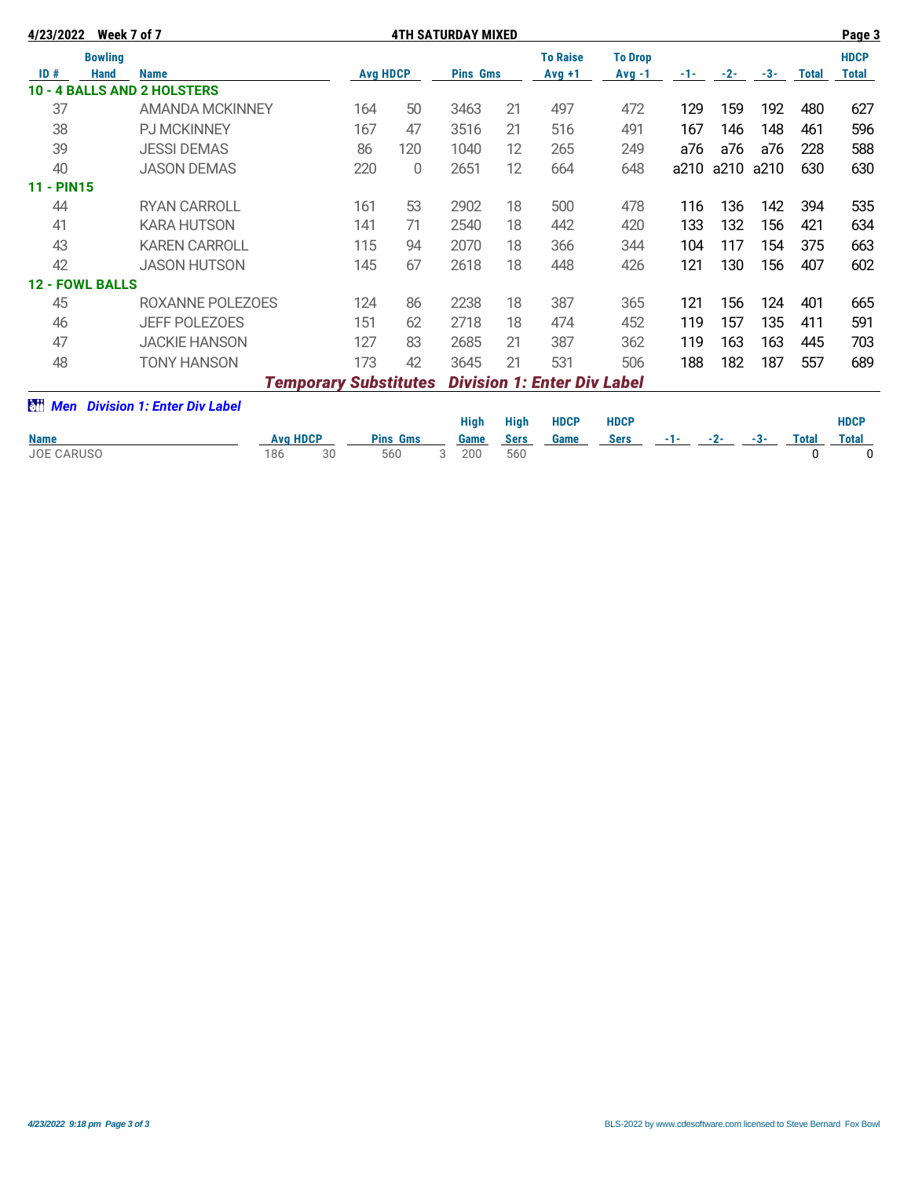4/23/2022 Week 7 of 7 — 4TH SATURDAY MIXED

| ID # | Bowling Hand | Name | Avg | HDCP | Pins | Gms | To Raise Avg +1 | To Drop Avg -1 | -1- | -2- | -3- | Total | HDCP Total |
|---|---|---|---|---|---|---|---|---|---|---|---|---|---|
| **10 - 4 BALLS AND 2 HOLSTERS** | | | | | | | | | | | | | |
| 37 | | AMANDA MCKINNEY | 164 | 50 | 3463 | 21 | 497 | 472 | 129 | 159 | 192 | 480 | 627 |
| 38 | | PJ MCKINNEY | 167 | 47 | 3516 | 21 | 516 | 491 | 167 | 146 | 148 | 461 | 596 |
| 39 | | JESSI DEMAS | 86 | 120 | 1040 | 12 | 265 | 249 | a76 | a76 | a76 | 228 | 588 |
| 40 | | JASON DEMAS | 220 | 0 | 2651 | 12 | 664 | 648 | a210 | a210 | a210 | 630 | 630 |
| **11 - PIN15** | | | | | | | | | | | | | |
| 44 | | RYAN CARROLL | 161 | 53 | 2902 | 18 | 500 | 478 | 116 | 136 | 142 | 394 | 535 |
| 41 | | KARA HUTSON | 141 | 71 | 2540 | 18 | 442 | 420 | 133 | 132 | 156 | 421 | 634 |
| 43 | | KAREN CARROLL | 115 | 94 | 2070 | 18 | 366 | 344 | 104 | 117 | 154 | 375 | 663 |
| 42 | | JASON HUTSON | 145 | 67 | 2618 | 18 | 448 | 426 | 121 | 130 | 156 | 407 | 602 |
| **12 - FOWL BALLS** | | | | | | | | | | | | | |
| 45 | | ROXANNE POLEZOES | 124 | 86 | 2238 | 18 | 387 | 365 | 121 | 156 | 124 | 401 | 665 |
| 46 | | JEFF POLEZOES | 151 | 62 | 2718 | 18 | 474 | 452 | 119 | 157 | 135 | 411 | 591 |
| 47 | | JACKIE HANSON | 127 | 83 | 2685 | 21 | 387 | 362 | 119 | 163 | 163 | 445 | 703 |
| 48 | | TONY HANSON | 173 | 42 | 3645 | 21 | 531 | 506 | 188 | 182 | 187 | 557 | 689 |

***Temporary Substitutes Division 1: Enter Div Label***

***Men Division 1: Enter Div Label***

| Name | Avg | HDCP | Pins | Gms | High Game | High Sers | HDCP Game | HDCP Sers | -1- | -2- | -3- | Total | HDCP Total |
|---|---|---|---|---|---|---|---|---|---|---|---|---|---|
| JOE CARUSO | 186 | 30 | 560 | 3 | 200 | 560 | | | | | | 0 | 0 |

*4/23/2022 9:18 pm Page 3 of 3*

BLS-2022 by www.cdesoftware.com licensed to Steve Bernard Fox Bowl